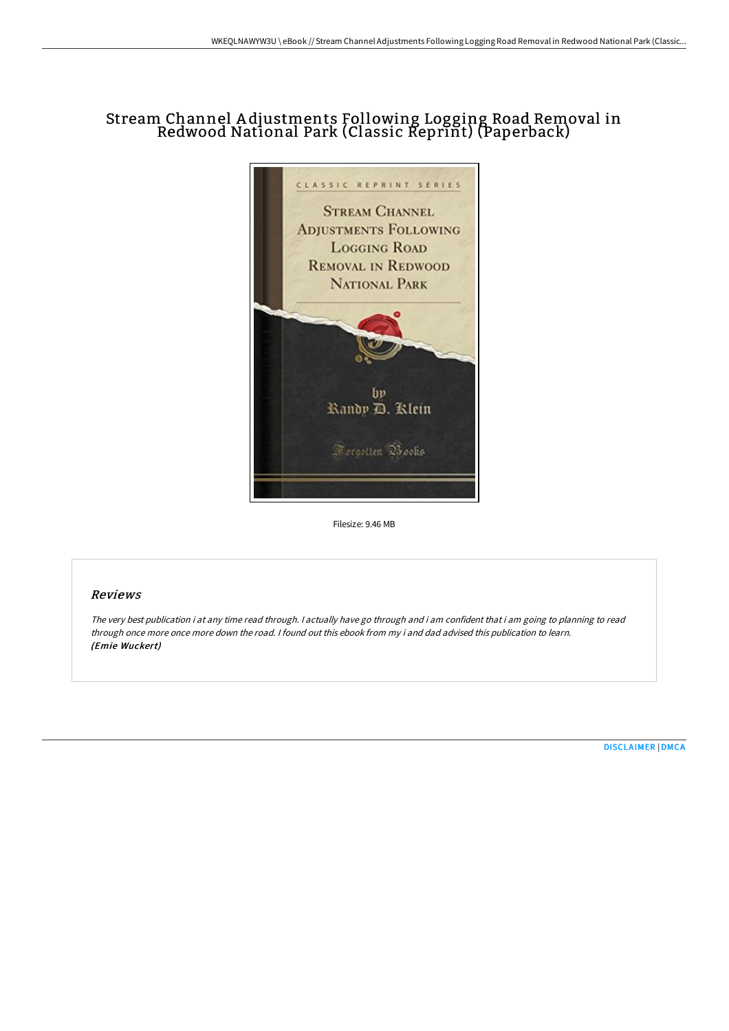# Stream Channel Adjustments Following Logging Road Removal in Redwood National Park (Classic Reprint) (Paperback)

Filesize: 9.46 MB

## Reviews

*The very best publication i at any time read through. I actually have go through and i am confident that i am going to planning to read through once more once more down the road. I found out this ebook from my i and dad advised this publication to learn.*
***(Emie Wuckert)***

DISCLAIMER | DMCA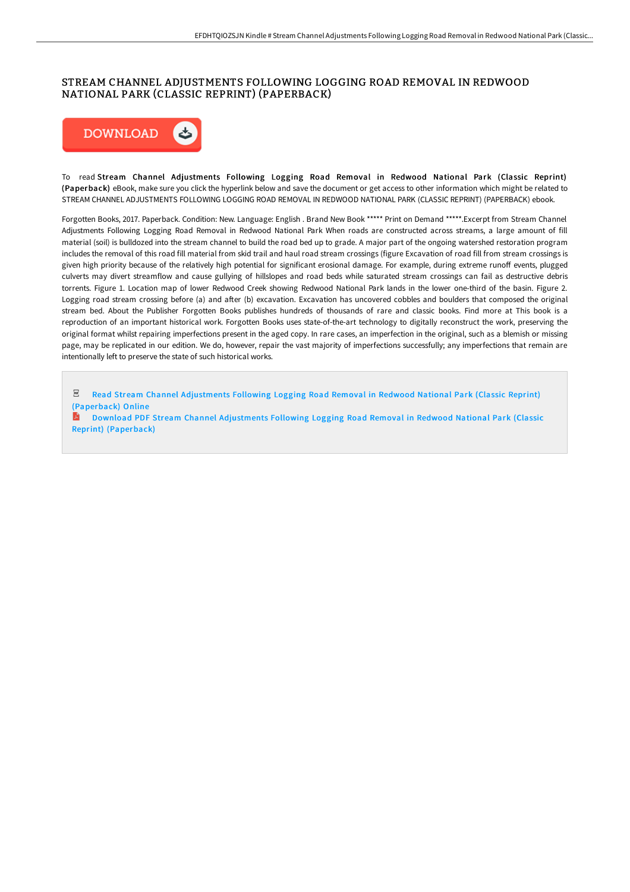# STREAM CHANNEL ADJUSTMENTS FOLLOWING LOGGING ROAD REMOVAL IN REDWOOD NATIONAL PARK (CLASSIC REPRINT) (PAPERBACK)

DOWNLOAD

To read **Stream Channel Adjustments Following Logging Road Removal in Redwood National Park (Classic Reprint) (Paperback)** eBook, make sure you click the hyperlink below and save the document or get access to other information which might be related to STREAM CHANNEL ADJUSTMENTS FOLLOWING LOGGING ROAD REMOVAL IN REDWOOD NATIONAL PARK (CLASSIC REPRINT) (PAPERBACK) ebook.

Forgotten Books, 2017. Paperback. Condition: New. Language: English . Brand New Book ***** Print on Demand *****.Excerpt from Stream Channel Adjustments Following Logging Road Removal in Redwood National Park When roads are constructed across streams, a large amount of fill material (soil) is bulldozed into the stream channel to build the road bed up to grade. A major part of the ongoing watershed restoration program includes the removal of this road fill material from skid trail and haul road stream crossings (figure Excavation of road fill from stream crossings is given high priority because of the relatively high potential for significant erosional damage. For example, during extreme runoff events, plugged culverts may divert streamflow and cause gullying of hillslopes and road beds while saturated stream crossings can fail as destructive debris torrents. Figure 1. Location map of lower Redwood Creek showing Redwood National Park lands in the lower one-third of the basin. Figure 2. Logging road stream crossing before (a) and after (b) excavation. Excavation has uncovered cobbles and boulders that composed the original stream bed. About the Publisher Forgotten Books publishes hundreds of thousands of rare and classic books. Find more at This book is a reproduction of an important historical work. Forgotten Books uses state-of-the-art technology to digitally reconstruct the work, preserving the original format whilst repairing imperfections present in the aged copy. In rare cases, an imperfection in the original, such as a blemish or missing page, may be replicated in our edition. We do, however, repair the vast majority of imperfections successfully; any imperfections that remain are intentionally left to preserve the state of such historical works.

- Read Stream Channel Adjustments Following Logging Road Removal in Redwood National Park (Classic Reprint) (Paperback) Online
- Download PDF Stream Channel Adjustments Following Logging Road Removal in Redwood National Park (Classic Reprint) (Paperback)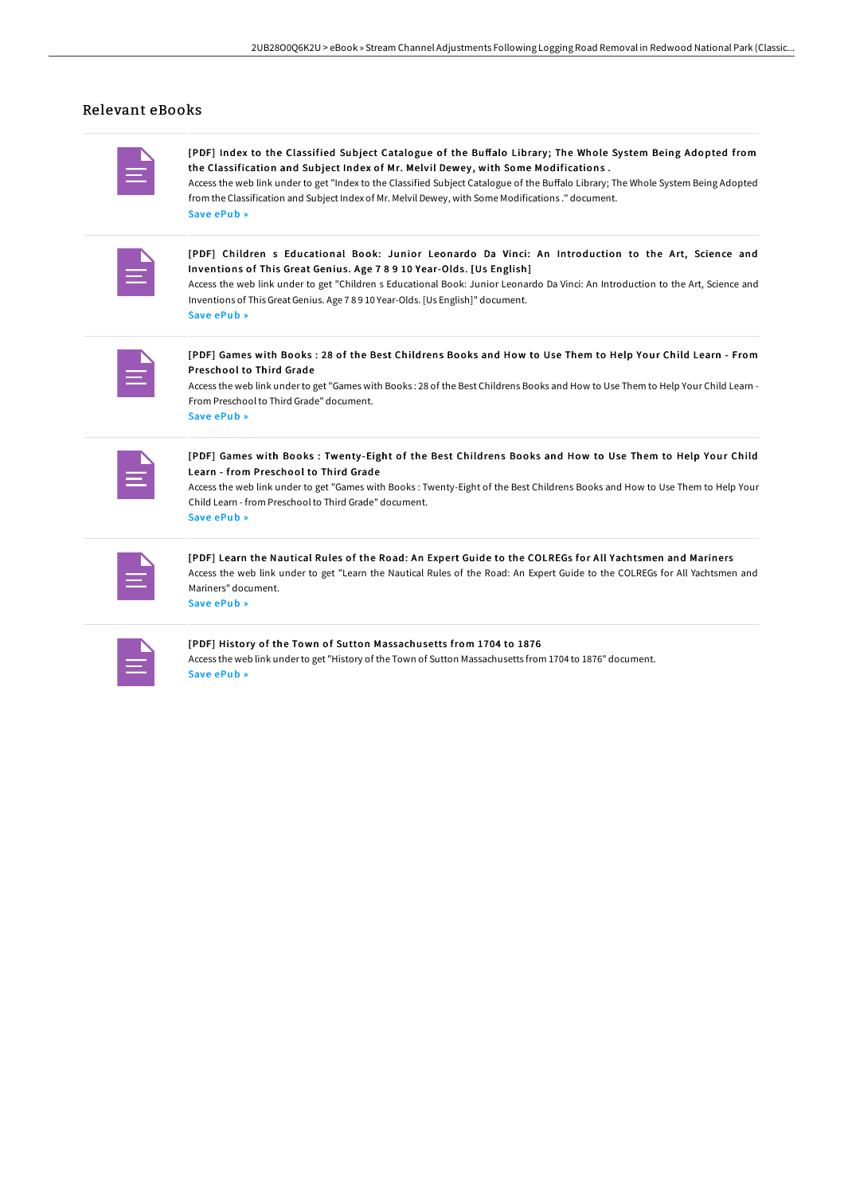## Relevant eBooks

[PDF] Index to the Classified Subject Catalogue of the Buffalo Library; The Whole System Being Adopted from the Classification and Subject Index of Mr. Melvil Dewey, with Some Modifications .

Access the web link under to get "Index to the Classified Subject Catalogue of the Buffalo Library; The Whole System Being Adopted from the Classification and Subject Index of Mr. Melvil Dewey, with Some Modifications ." document.

Save ePub »

[PDF] Children s Educational Book: Junior Leonardo Da Vinci: An Introduction to the Art, Science and Inventions of This Great Genius. Age 7 8 9 10 Year-Olds. [Us English]

Access the web link under to get "Children s Educational Book: Junior Leonardo Da Vinci: An Introduction to the Art, Science and Inventions of This Great Genius. Age 7 8 9 10 Year-Olds. [Us English]" document.

Save ePub »

[PDF] Games with Books : 28 of the Best Childrens Books and How to Use Them to Help Your Child Learn - From Preschool to Third Grade

Access the web link under to get "Games with Books : 28 of the Best Childrens Books and How to Use Them to Help Your Child Learn - From Preschool to Third Grade" document.

Save ePub »

[PDF] Games with Books : Twenty-Eight of the Best Childrens Books and How to Use Them to Help Your Child Learn - from Preschool to Third Grade

Access the web link under to get "Games with Books : Twenty-Eight of the Best Childrens Books and How to Use Them to Help Your Child Learn - from Preschool to Third Grade" document.

Save ePub »

[PDF] Learn the Nautical Rules of the Road: An Expert Guide to the COLREGs for All Yachtsmen and Mariners

Access the web link under to get "Learn the Nautical Rules of the Road: An Expert Guide to the COLREGs for All Yachtsmen and Mariners" document.

Save ePub »

[PDF] History of the Town of Sutton Massachusetts from 1704 to 1876

Access the web link under to get "History of the Town of Sutton Massachusetts from 1704 to 1876" document.

Save ePub »